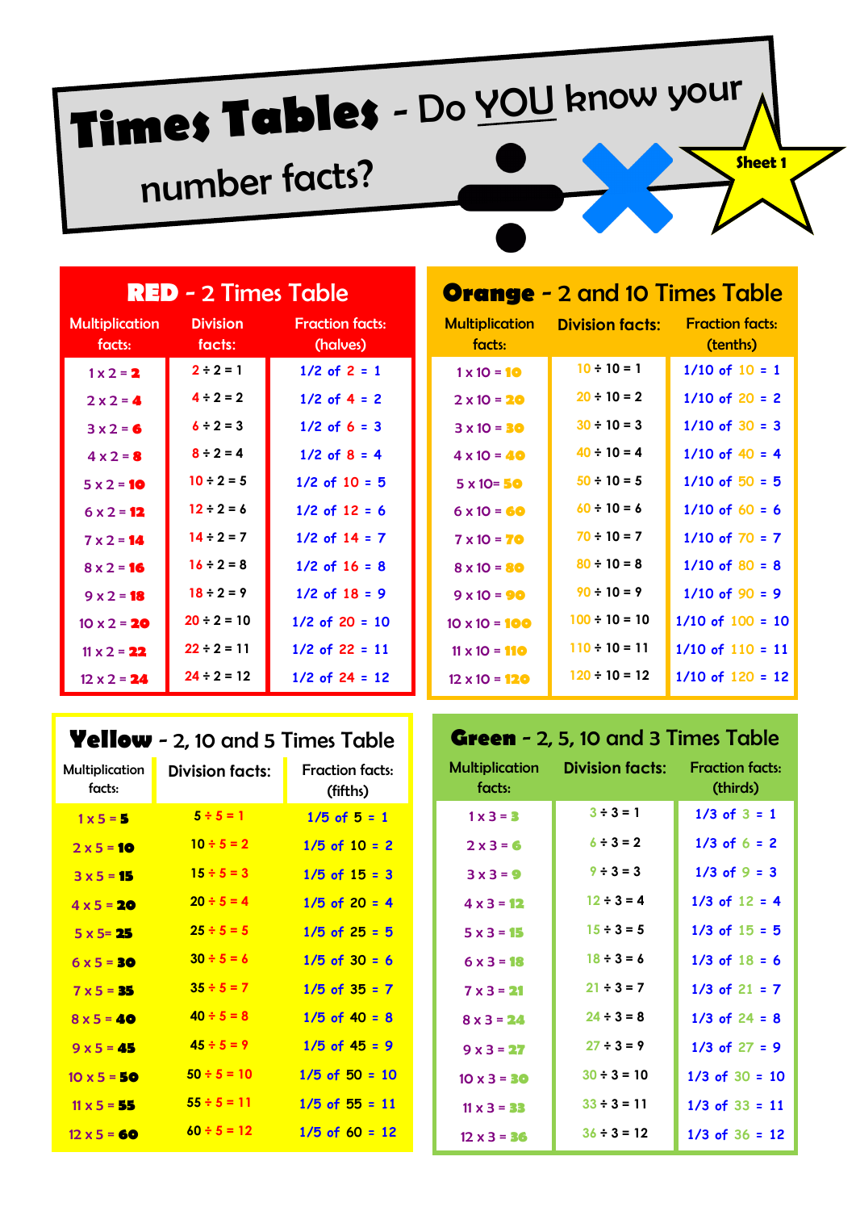# Times Tables - Do YOU know your number facts?

Sheet 1

## RED - 2 Times Table

| Multiplication facts: | Division facts: | Fraction facts: (halves) |
|---|---|---|
| 1 x 2 = 2 | 2 ÷ 2 = 1 | 1/2 of 2 = 1 |
| 2 x 2 = 4 | 4 ÷ 2 = 2 | 1/2 of 4 = 2 |
| 3 x 2 = 6 | 6 ÷ 2 = 3 | 1/2 of 6 = 3 |
| 4 x 2 = 8 | 8 ÷ 2 = 4 | 1/2 of 8 = 4 |
| 5 x 2 = 10 | 10 ÷ 2 = 5 | 1/2 of 10 = 5 |
| 6 x 2 = 12 | 12 ÷ 2 = 6 | 1/2 of 12 = 6 |
| 7 x 2 = 14 | 14 ÷ 2 = 7 | 1/2 of 14 = 7 |
| 8 x 2 = 16 | 16 ÷ 2 = 8 | 1/2 of 16 = 8 |
| 9 x 2 = 18 | 18 ÷ 2 = 9 | 1/2 of 18 = 9 |
| 10 x 2 = 20 | 20 ÷ 2 = 10 | 1/2 of 20 = 10 |
| 11 x 2 = 22 | 22 ÷ 2 = 11 | 1/2 of 22 = 11 |
| 12 x 2 = 24 | 24 ÷ 2 = 12 | 1/2 of 24 = 12 |

## Orange - 2 and 10 Times Table

| Multiplication facts: | Division facts: | Fraction facts: (tenths) |
|---|---|---|
| 1 x 10 = 10 | 10 ÷ 10 = 1 | 1/10 of 10 = 1 |
| 2 x 10 = 20 | 20 ÷ 10 = 2 | 1/10 of 20 = 2 |
| 3 x 10 = 30 | 30 ÷ 10 = 3 | 1/10 of 30 = 3 |
| 4 x 10 = 40 | 40 ÷ 10 = 4 | 1/10 of 40 = 4 |
| 5 x 10= 50 | 50 ÷ 10 = 5 | 1/10 of 50 = 5 |
| 6 x 10 = 60 | 60 ÷ 10 = 6 | 1/10 of 60 = 6 |
| 7 x 10 = 70 | 70 ÷ 10 = 7 | 1/10 of 70 = 7 |
| 8 x 10 = 80 | 80 ÷ 10 = 8 | 1/10 of 80 = 8 |
| 9 x 10 = 90 | 90 ÷ 10 = 9 | 1/10 of 90 = 9 |
| 10 x 10 = 100 | 100 ÷ 10 = 10 | 1/10 of 100 = 10 |
| 11 x 10 = 110 | 110 ÷ 10 = 11 | 1/10 of 110 = 11 |
| 12 x 10 = 120 | 120 ÷ 10 = 12 | 1/10 of 120 = 12 |

## Yellow - 2, 10 and 5 Times Table

| Multiplication facts: | Division facts: | Fraction facts: (fifths) |
|---|---|---|
| 1 x 5 = 5 | 5 ÷ 5 = 1 | 1/5 of 5 = 1 |
| 2 x 5 = 10 | 10 ÷ 5 = 2 | 1/5 of 10 = 2 |
| 3 x 5 = 15 | 15 ÷ 5 = 3 | 1/5 of 15 = 3 |
| 4 x 5 = 20 | 20 ÷ 5 = 4 | 1/5 of 20 = 4 |
| 5 x 5= 25 | 25 ÷ 5 = 5 | 1/5 of 25 = 5 |
| 6 x 5 = 30 | 30 ÷ 5 = 6 | 1/5 of 30 = 6 |
| 7 x 5 = 35 | 35 ÷ 5 = 7 | 1/5 of 35 = 7 |
| 8 x 5 = 40 | 40 ÷ 5 = 8 | 1/5 of 40 = 8 |
| 9 x 5 = 45 | 45 ÷ 5 = 9 | 1/5 of 45 = 9 |
| 10 x 5 = 50 | 50 ÷ 5 = 10 | 1/5 of 50 = 10 |
| 11 x 5 = 55 | 55 ÷ 5 = 11 | 1/5 of 55 = 11 |
| 12 x 5 = 60 | 60 ÷ 5 = 12 | 1/5 of 60 = 12 |

## Green - 2, 5, 10 and 3 Times Table

| Multiplication facts: | Division facts: | Fraction facts: (thirds) |
|---|---|---|
| 1 x 3 = 3 | 3 ÷ 3 = 1 | 1/3 of 3 = 1 |
| 2 x 3 = 6 | 6 ÷ 3 = 2 | 1/3 of 6 = 2 |
| 3 x 3 = 9 | 9 ÷ 3 = 3 | 1/3 of 9 = 3 |
| 4 x 3 = 12 | 12 ÷ 3 = 4 | 1/3 of 12 = 4 |
| 5 x 3 = 15 | 15 ÷ 3 = 5 | 1/3 of 15 = 5 |
| 6 x 3 = 18 | 18 ÷ 3 = 6 | 1/3 of 18 = 6 |
| 7 x 3 = 21 | 21 ÷ 3 = 7 | 1/3 of 21 = 7 |
| 8 x 3 = 24 | 24 ÷ 3 = 8 | 1/3 of 24 = 8 |
| 9 x 3 = 27 | 27 ÷ 3 = 9 | 1/3 of 27 = 9 |
| 10 x 3 = 30 | 30 ÷ 3 = 10 | 1/3 of 30 = 10 |
| 11 x 3 = 33 | 33 ÷ 3 = 11 | 1/3 of 33 = 11 |
| 12 x 3 = 36 | 36 ÷ 3 = 12 | 1/3 of 36 = 12 |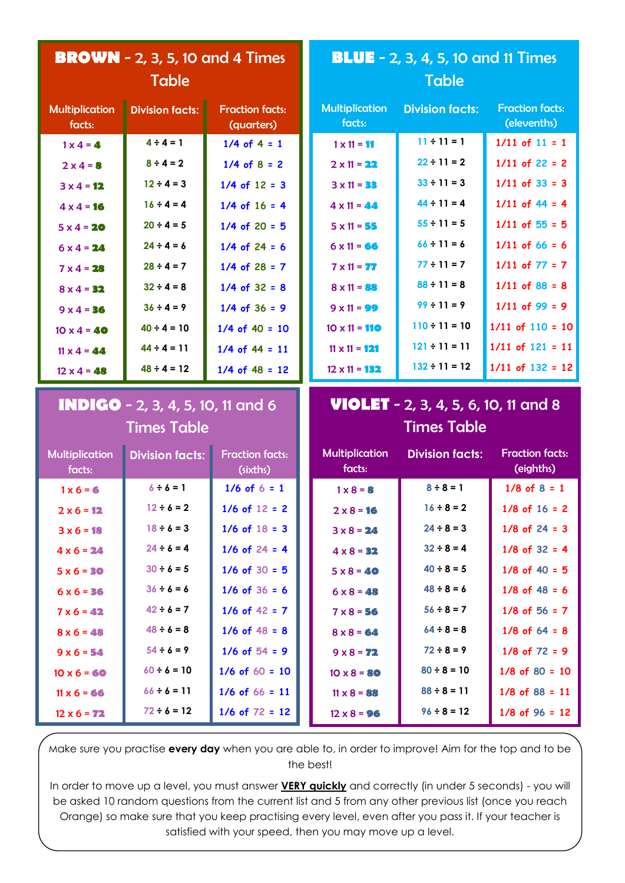## BROWN - 2, 3, 5, 10 and 4 Times Table

| Multiplication facts: | Division facts: | Fraction facts: (quarters) |
|---|---|---|
| 1 x 4 = **4** | 4 ÷ 4 = 1 | 1/4 of 4 = 1 |
| 2 x 4 = **8** | 8 ÷ 4 = 2 | 1/4 of 8 = 2 |
| 3 x 4 = **12** | 12 ÷ 4 = 3 | 1/4 of 12 = 3 |
| 4 x 4 = **16** | 16 ÷ 4 = 4 | 1/4 of 16 = 4 |
| 5 x 4 = **20** | 20 ÷ 4 = 5 | 1/4 of 20 = 5 |
| 6 x 4 = **24** | 24 ÷ 4 = 6 | 1/4 of 24 = 6 |
| 7 x 4 = **28** | 28 ÷ 4 = 7 | 1/4 of 28 = 7 |
| 8 x 4 = **32** | 32 ÷ 4 = 8 | 1/4 of 32 = 8 |
| 9 x 4 = **36** | 36 ÷ 4 = 9 | 1/4 of 36 = 9 |
| 10 x 4 = **40** | 40 ÷ 4 = 10 | 1/4 of 40 = 10 |
| 11 x 4 = **44** | 44 ÷ 4 = 11 | 1/4 of 44 = 11 |
| 12 x 4 = **48** | 48 ÷ 4 = 12 | 1/4 of 48 = 12 |

## BLUE - 2, 3, 4, 5, 10 and 11 Times Table

| Multiplication facts: | Division facts: | Fraction facts: (elevenths) |
|---|---|---|
| 1 x 11 = **11** | 11 ÷ 11 = 1 | 1/11 of 11 = 1 |
| 2 x 11 = **22** | 22 ÷ 11 = 2 | 1/11 of 22 = 2 |
| 3 x 11 = **33** | 33 ÷ 11 = 3 | 1/11 of 33 = 3 |
| 4 x 11 = **44** | 44 ÷ 11 = 4 | 1/11 of 44 = 4 |
| 5 x 11 = **55** | 55 ÷ 11 = 5 | 1/11 of 55 = 5 |
| 6 x 11 = **66** | 66 ÷ 11 = 6 | 1/11 of 66 = 6 |
| 7 x 11 = **77** | 77 ÷ 11 = 7 | 1/11 of 77 = 7 |
| 8 x 11 = **88** | 88 ÷ 11 = 8 | 1/11 of 88 = 8 |
| 9 x 11 = **99** | 99 ÷ 11 = 9 | 1/11 of 99 = 9 |
| 10 x 11 = **110** | 110 ÷ 11 = 10 | 1/11 of 110 = 10 |
| 11 x 11 = **121** | 121 ÷ 11 = 11 | 1/11 of 121 = 11 |
| 12 x 11 = **132** | 132 ÷ 11 = 12 | 1/11 of 132 = 12 |

## INDIGO - 2, 3, 4, 5, 10, 11 and 6 Times Table

| Multiplication facts: | Division facts: | Fraction facts: (sixths) |
|---|---|---|
| 1 x 6 = **6** | 6 ÷ 6 = 1 | 1/6 of 6 = 1 |
| 2 x 6 = **12** | 12 ÷ 6 = 2 | 1/6 of 12 = 2 |
| 3 x 6 = **18** | 18 ÷ 6 = 3 | 1/6 of 18 = 3 |
| 4 x 6 = **24** | 24 ÷ 6 = 4 | 1/6 of 24 = 4 |
| 5 x 6 = **30** | 30 ÷ 6 = 5 | 1/6 of 30 = 5 |
| 6 x 6 = **36** | 36 ÷ 6 = 6 | 1/6 of 36 = 6 |
| 7 x 6 = **42** | 42 ÷ 6 = 7 | 1/6 of 42 = 7 |
| 8 x 6 = **48** | 48 ÷ 6 = 8 | 1/6 of 48 = 8 |
| 9 x 6 = **54** | 54 ÷ 6 = 9 | 1/6 of 54 = 9 |
| 10 x 6 = **60** | 60 ÷ 6 = 10 | 1/6 of 60 = 10 |
| 11 x 6 = **66** | 66 ÷ 6 = 11 | 1/6 of 66 = 11 |
| 12 x 6 = **72** | 72 ÷ 6 = 12 | 1/6 of 72 = 12 |

## VIOLET - 2, 3, 4, 5, 6, 10, 11 and 8 Times Table

| Multiplication facts: | Division facts: | Fraction facts: (eighths) |
|---|---|---|
| 1 x 8 = **8** | 8 ÷ 8 = 1 | 1/8 of 8 = 1 |
| 2 x 8 = **16** | 16 ÷ 8 = 2 | 1/8 of 16 = 2 |
| 3 x 8 = **24** | 24 ÷ 8 = 3 | 1/8 of 24 = 3 |
| 4 x 8 = **32** | 32 ÷ 8 = 4 | 1/8 of 32 = 4 |
| 5 x 8 = **40** | 40 ÷ 8 = 5 | 1/8 of 40 = 5 |
| 6 x 8 = **48** | 48 ÷ 8 = 6 | 1/8 of 48 = 6 |
| 7 x 8 = **56** | 56 ÷ 8 = 7 | 1/8 of 56 = 7 |
| 8 x 8 = **64** | 64 ÷ 8 = 8 | 1/8 of 64 = 8 |
| 9 x 8 = **72** | 72 ÷ 8 = 9 | 1/8 of 72 = 9 |
| 10 x 8 = **80** | 80 ÷ 8 = 10 | 1/8 of 80 = 10 |
| 11 x 8 = **88** | 88 ÷ 8 = 11 | 1/8 of 88 = 11 |
| 12 x 8 = **96** | 96 ÷ 8 = 12 | 1/8 of 96 = 12 |

Make sure you practise **every day** when you are able to, in order to improve! Aim for the top and to be the best!

In order to move up a level, you must answer **VERY quickly** and correctly (in under 5 seconds) - you will be asked 10 random questions from the current list and 5 from any other previous list (once you reach Orange) so make sure that you keep practising every level, even after you pass it. If your teacher is satisfied with your speed, then you may move up a level.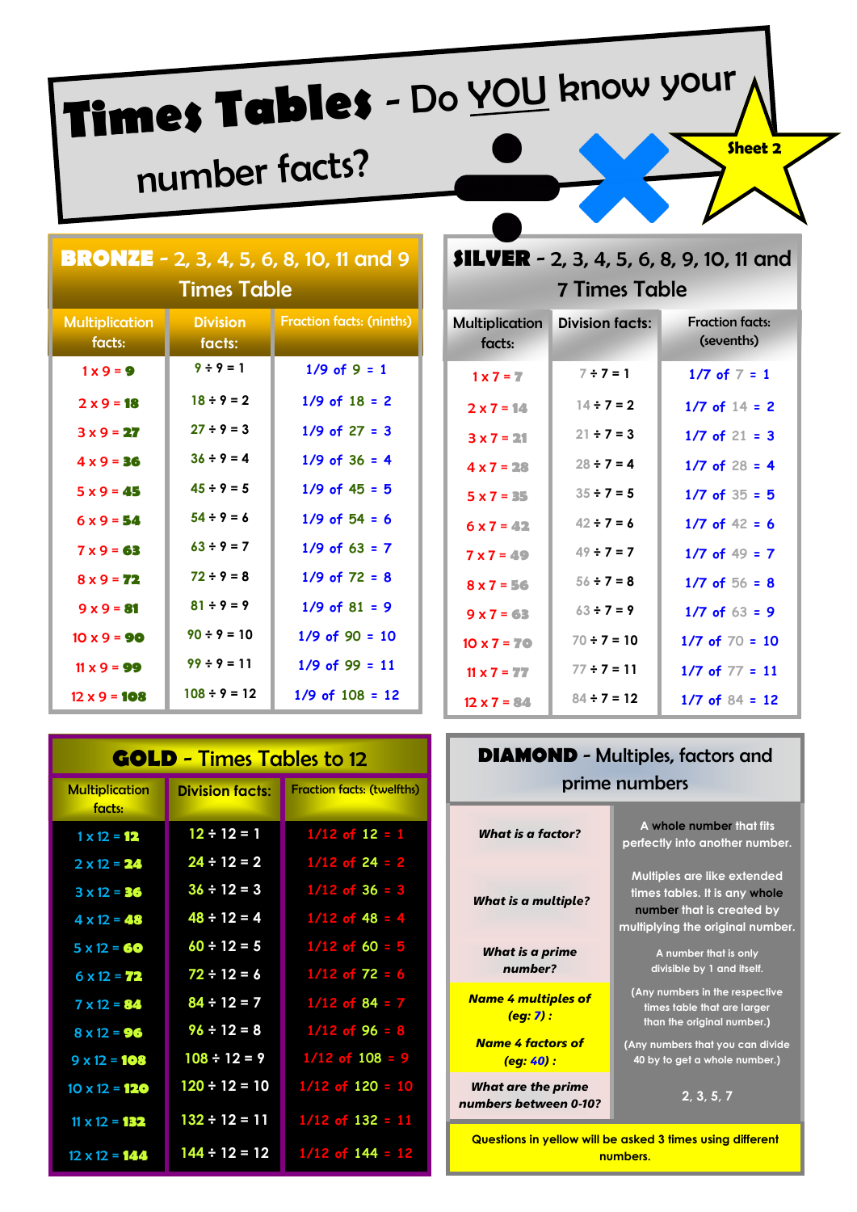# Times Tables - Do YOU know your number facts?

Sheet 2

## BRONZE - 2, 3, 4, 5, 6, 8, 10, 11 and 9 Times Table

| Multiplication facts: | Division facts: | Fraction facts: (ninths) |
|---|---|---|
| 1 x 9 = 9 | 9 ÷ 9 = 1 | 1/9 of 9 = 1 |
| 2 x 9 = 18 | 18 ÷ 9 = 2 | 1/9 of 18 = 2 |
| 3 x 9 = 27 | 27 ÷ 9 = 3 | 1/9 of 27 = 3 |
| 4 x 9 = 36 | 36 ÷ 9 = 4 | 1/9 of 36 = 4 |
| 5 x 9 = 45 | 45 ÷ 9 = 5 | 1/9 of 45 = 5 |
| 6 x 9 = 54 | 54 ÷ 9 = 6 | 1/9 of 54 = 6 |
| 7 x 9 = 63 | 63 ÷ 9 = 7 | 1/9 of 63 = 7 |
| 8 x 9 = 72 | 72 ÷ 9 = 8 | 1/9 of 72 = 8 |
| 9 x 9 = 81 | 81 ÷ 9 = 9 | 1/9 of 81 = 9 |
| 10 x 9 = 90 | 90 ÷ 9 = 10 | 1/9 of 90 = 10 |
| 11 x 9 = 99 | 99 ÷ 9 = 11 | 1/9 of 99 = 11 |
| 12 x 9 = 108 | 108 ÷ 9 = 12 | 1/9 of 108 = 12 |

## SILVER - 2, 3, 4, 5, 6, 8, 9, 10, 11 and 7 Times Table

| Multiplication facts: | Division facts: | Fraction facts: (sevenths) |
|---|---|---|
| 1 x 7 = 7 | 7 ÷ 7 = 1 | 1/7 of 7 = 1 |
| 2 x 7 = 14 | 14 ÷ 7 = 2 | 1/7 of 14 = 2 |
| 3 x 7 = 21 | 21 ÷ 7 = 3 | 1/7 of 21 = 3 |
| 4 x 7 = 28 | 28 ÷ 7 = 4 | 1/7 of 28 = 4 |
| 5 x 7 = 35 | 35 ÷ 7 = 5 | 1/7 of 35 = 5 |
| 6 x 7 = 42 | 42 ÷ 7 = 6 | 1/7 of 42 = 6 |
| 7 x 7 = 49 | 49 ÷ 7 = 7 | 1/7 of 49 = 7 |
| 8 x 7 = 56 | 56 ÷ 7 = 8 | 1/7 of 56 = 8 |
| 9 x 7 = 63 | 63 ÷ 7 = 9 | 1/7 of 63 = 9 |
| 10 x 7 = 70 | 70 ÷ 7 = 10 | 1/7 of 70 = 10 |
| 11 x 7 = 77 | 77 ÷ 7 = 11 | 1/7 of 77 = 11 |
| 12 x 7 = 84 | 84 ÷ 7 = 12 | 1/7 of 84 = 12 |

## GOLD - Times Tables to 12

| Multiplication facts: | Division facts: | Fraction facts: (twelfths) |
|---|---|---|
| 1 x 12 = 12 | 12 ÷ 12 = 1 | 1/12 of 12 = 1 |
| 2 x 12 = 24 | 24 ÷ 12 = 2 | 1/12 of 24 = 2 |
| 3 x 12 = 36 | 36 ÷ 12 = 3 | 1/12 of 36 = 3 |
| 4 x 12 = 48 | 48 ÷ 12 = 4 | 1/12 of 48 = 4 |
| 5 x 12 = 60 | 60 ÷ 12 = 5 | 1/12 of 60 = 5 |
| 6 x 12 = 72 | 72 ÷ 12 = 6 | 1/12 of 72 = 6 |
| 7 x 12 = 84 | 84 ÷ 12 = 7 | 1/12 of 84 = 7 |
| 8 x 12 = 96 | 96 ÷ 12 = 8 | 1/12 of 96 = 8 |
| 9 x 12 = 108 | 108 ÷ 12 = 9 | 1/12 of 108 = 9 |
| 10 x 12 = 120 | 120 ÷ 12 = 10 | 1/12 of 120 = 10 |
| 11 x 12 = 132 | 132 ÷ 12 = 11 | 1/12 of 132 = 11 |
| 12 x 12 = 144 | 144 ÷ 12 = 12 | 1/12 of 144 = 12 |

## DIAMOND - Multiples, factors and prime numbers

| Question | Answer |
|---|---|
| *What is a factor?* | A whole number that fits perfectly into another number. |
| *What is a multiple?* | Multiples are like extended times tables. It is any whole number that is created by multiplying the original number. |
| *What is a prime number?* | A number that is only divisible by 1 and itself. |
| *Name 4 multiples of (eg: 7) :* | (Any numbers in the respective times table that are larger than the original number.) |
| *Name 4 factors of (eg: 40) :* | (Any numbers that you can divide 40 by to get a whole number.) |
| *What are the prime numbers between 0-10?* | 2, 3, 5, 7 |

Questions in yellow will be asked 3 times using different numbers.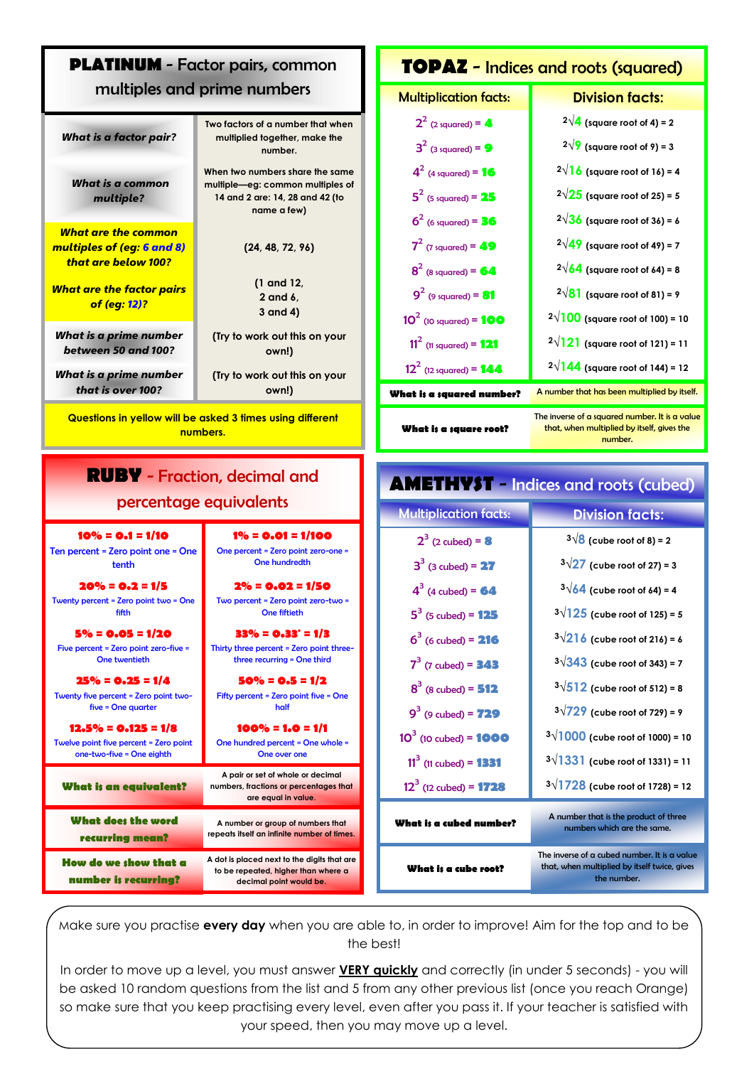## PLATINUM - Factor pairs, common multiples and prime numbers

| | |
|---|---|
| **What is a factor pair?** | Two factors of a number that when multiplied together, make the number. |
| **What is a common multiple?** | When two numbers share the same multiple—eg: common multiples of 14 and 2 are: 14, 28 and 42 (to name a few) |
| **What are the common multiples of (eg: 6 and 8) that are below 100?** | (24, 48, 72, 96) |
| **What are the factor pairs of (eg: 12)?** | (1 and 12, 2 and 6, 3 and 4) |
| **What is a prime number between 50 and 100?** | (Try to work out this on your own!) |
| **What is a prime number that is over 100?** | (Try to work out this on your own!) |

Questions in yellow will be asked 3 times using different numbers.

## TOPAZ - Indices and roots (squared)

| Multiplication facts: | Division facts: |
|---|---|
| $2^2$ (2 squared) = **4** | $\sqrt[2]{4}$ (square root of 4) = 2 |
| $3^2$ (3 squared) = **9** | $\sqrt[2]{9}$ (square root of 9) = 3 |
| $4^2$ (4 squared) = **16** | $\sqrt[2]{16}$ (square root of 16) = 4 |
| $5^2$ (5 squared) = **25** | $\sqrt[2]{25}$ (square root of 25) = 5 |
| $6^2$ (6 squared) = **36** | $\sqrt[2]{36}$ (square root of 36) = 6 |
| $7^2$ (7 squared) = **49** | $\sqrt[2]{49}$ (square root of 49) = 7 |
| $8^2$ (8 squared) = **64** | $\sqrt[2]{64}$ (square root of 64) = 8 |
| $9^2$ (9 squared) = **81** | $\sqrt[2]{81}$ (square root of 81) = 9 |
| $10^2$ (10 squared) = **100** | $\sqrt[2]{100}$ (square root of 100) = 10 |
| $11^2$ (11 squared) = **121** | $\sqrt[2]{121}$ (square root of 121) = 11 |
| $12^2$ (12 squared) = **144** | $\sqrt[2]{144}$ (square root of 144) = 12 |
| **What is a squared number?** | A number that has been multiplied by itself. |
| **What is a square root?** | The inverse of a squared number. It is a value that, when multiplied by itself, gives the number. |

## RUBY - Fraction, decimal and percentage equivalents

| | |
|---|---|
| **10% = 0.1 = 1/10**<br>Ten percent = Zero point one = One tenth | **1% = 0.01 = 1/100**<br>One percent = Zero point zero-one = One hundredth |
| **20% = 0.2 = 1/5**<br>Twenty percent = Zero point two = One fifth | **2% = 0.02 = 1/50**<br>Two percent = Zero point zero-two = One fiftieth |
| **5% = 0.05 = 1/20**<br>Five percent = Zero point zero-five = One twentieth | **33% = 0.33˙ = 1/3**<br>Thirty three percent = Zero point three-three recurring = One third |
| **25% = 0.25 = 1/4**<br>Twenty five percent = Zero point two-five = One quarter | **50% = 0.5 = 1/2**<br>Fifty percent = Zero point five = One half |
| **12.5% = 0.125 = 1/8**<br>Twelve point five percent = Zero point one-two-five = One eighth | **100% = 1.0 = 1/1**<br>One hundred percent = One whole = One over one |
| **What is an equivalent?** | A pair or set of whole or decimal numbers, fractions or percentages that are equal in value. |
| **What does the word recurring mean?** | A number or group of numbers that repeats itself an infinite number of times. |
| **How do we show that a number is recurring?** | A dot is placed next to the digits that are to be repeated, higher than where a decimal point would be. |

## AMETHYST - Indices and roots (cubed)

| Multiplication facts: | Division facts: |
|---|---|
| $2^3$ (2 cubed) = **8** | $\sqrt[3]{8}$ (cube root of 8) = 2 |
| $3^3$ (3 cubed) = **27** | $\sqrt[3]{27}$ (cube root of 27) = 3 |
| $4^3$ (4 cubed) = **64** | $\sqrt[3]{64}$ (cube root of 64) = 4 |
| $5^3$ (5 cubed) = **125** | $\sqrt[3]{125}$ (cube root of 125) = 5 |
| $6^3$ (6 cubed) = **216** | $\sqrt[3]{216}$ (cube root of 216) = 6 |
| $7^3$ (7 cubed) = **343** | $\sqrt[3]{343}$ (cube root of 343) = 7 |
| $8^3$ (8 cubed) = **512** | $\sqrt[3]{512}$ (cube root of 512) = 8 |
| $9^3$ (9 cubed) = **729** | $\sqrt[3]{729}$ (cube root of 729) = 9 |
| $10^3$ (10 cubed) = **1000** | $\sqrt[3]{1000}$ (cube root of 1000) = 10 |
| $11^3$ (11 cubed) = **1331** | $\sqrt[3]{1331}$ (cube root of 1331) = 11 |
| $12^3$ (12 cubed) = **1728** | $\sqrt[3]{1728}$ (cube root of 1728) = 12 |
| **What is a cubed number?** | A number that is the product of three numbers which are the same. |
| **What is a cube root?** | The inverse of a cubed number. It is a value that, when multiplied by itself twice, gives the number. |

Make sure you practise **every day** when you are able to, in order to improve! Aim for the top and to be the best!

In order to move up a level, you must answer **VERY quickly** and correctly (in under 5 seconds) - you will be asked 10 random questions from the list and 5 from any other previous list (once you reach Orange) so make sure that you keep practising every level, even after you pass it. If your teacher is satisfied with your speed, then you may move up a level.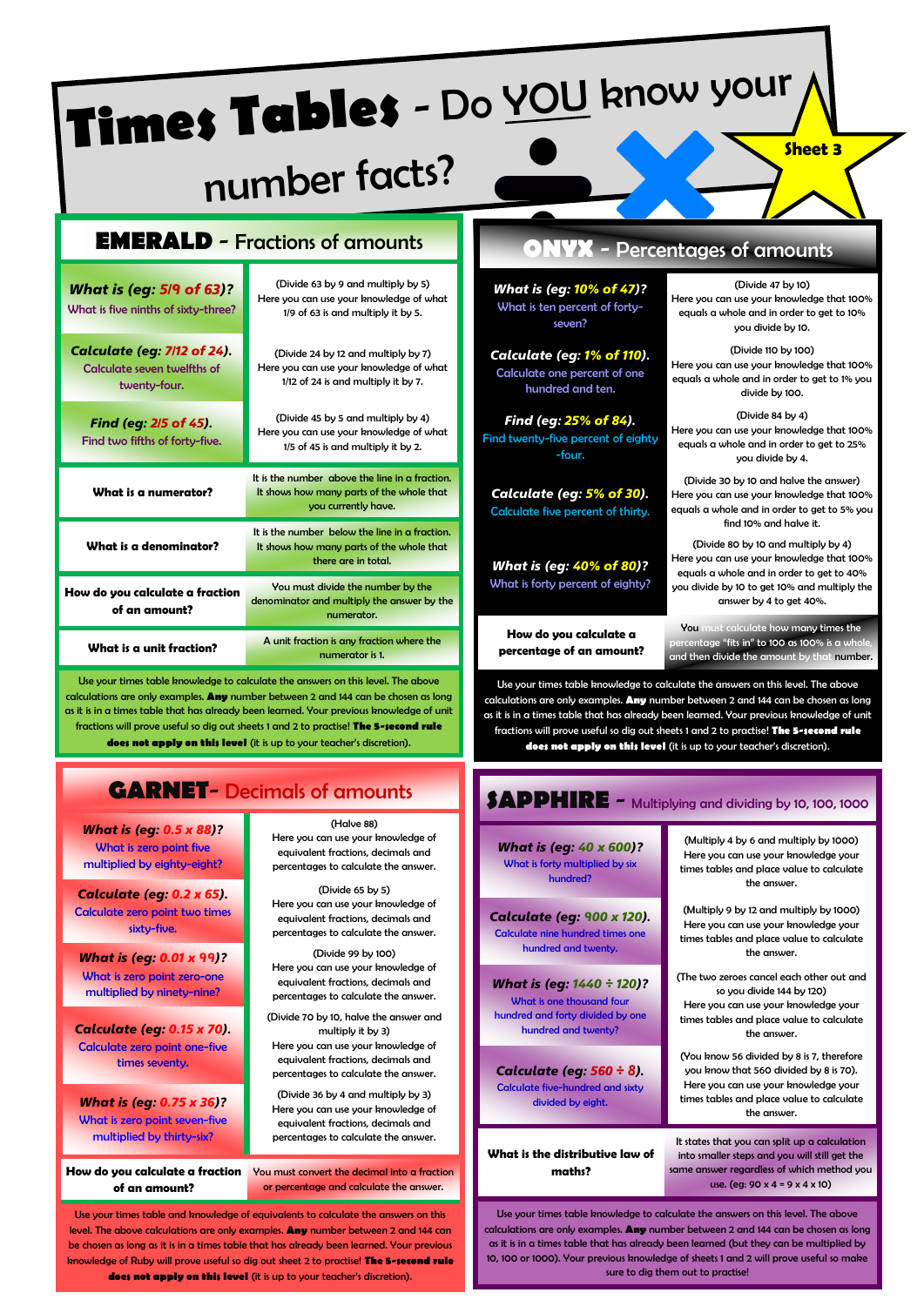# Times Tables - Do YOU know your number facts?

**Sheet 3**

## EMERALD - Fractions of amounts

| Question | Answer |
|---|---|
| ***What is (eg: 5/9 of 63)?*** What is five ninths of sixty-three? | (Divide 63 by 9 and multiply by 5) Here you can use your knowledge of what 1/9 of 63 is and multiply it by 5. |
| ***Calculate (eg: 7/12 of 24).*** Calculate seven twelfths of twenty-four. | (Divide 24 by 12 and multiply by 7) Here you can use your knowledge of what 1/12 of 24 is and multiply it by 7. |
| ***Find (eg: 2/5 of 45).*** Find two fifths of forty-five. | (Divide 45 by 5 and multiply by 4) Here you can use your knowledge of what 1/5 of 45 is and multiply it by 2. |
| **What is a numerator?** | It is the number above the line in a fraction. It shows how many parts of the whole that you currently have. |
| **What is a denominator?** | It is the number below the line in a fraction. It shows how many parts of the whole that there are in total. |
| **How do you calculate a fraction of an amount?** | You must divide the number by the denominator and multiply the answer by the numerator. |
| **What is a unit fraction?** | A unit fraction is any fraction where the numerator is 1. |

Use your times table knowledge to calculate the answers on this level. The above calculations are only examples. **Any** number between 2 and 144 can be chosen as long as it is in a times table that has already been learned. Your previous knowledge of unit fractions will prove useful so dig out sheets 1 and 2 to practise! **The 5-second rule does not apply on this level** (it is up to your teacher's discretion).

## ONYX - Percentages of amounts

| Question | Answer |
|---|---|
| ***What is (eg: 10% of 47)?*** What is ten percent of forty-seven? | (Divide 47 by 10) Here you can use your knowledge that 100% equals a whole and in order to get to 10% you divide by 10. |
| ***Calculate (eg: 1% of 110).*** Calculate one percent of one hundred and ten. | (Divide 110 by 100) Here you can use your knowledge that 100% equals a whole and in order to get to 1% you divide by 100. |
| ***Find (eg: 25% of 84).*** Find twenty-five percent of eighty-four. | (Divide 84 by 4) Here you can use your knowledge that 100% equals a whole and in order to get to 25% you divide by 4. |
| ***Calculate (eg: 5% of 30).*** Calculate five percent of thirty. | (Divide 30 by 10 and halve the answer) Here you can use your knowledge that 100% equals a whole and in order to get to 5% you find 10% and halve it. |
| ***What is (eg: 40% of 80)?*** What is forty percent of eighty? | (Divide 80 by 10 and multiply by 4) Here you can use your knowledge that 100% equals a whole and in order to get to 40% you divide by 10 to get 10% and multiply the answer by 4 to get 40%. |
| **How do you calculate a percentage of an amount?** | You must calculate how many times the percentage "fits in" to 100 as 100% is a whole, and then divide the amount by that number. |

Use your times table knowledge to calculate the answers on this level. The above calculations are only examples. **Any** number between 2 and 144 can be chosen as long as it is in a times table that has already been learned. Your previous knowledge of unit fractions will prove useful so dig out sheets 1 and 2 to practise! **The 5-second rule does not apply on this level** (it is up to your teacher's discretion).

## GARNET- Decimals of amounts

| Question | Answer |
|---|---|
| ***What is (eg: 0.5 x 88)?*** What is zero point five multiplied by eighty-eight? | (Halve 88) Here you can use your knowledge of equivalent fractions, decimals and percentages to calculate the answer. |
| ***Calculate (eg: 0.2 x 65).*** Calculate zero point two times sixty-five. | (Divide 65 by 5) Here you can use your knowledge of equivalent fractions, decimals and percentages to calculate the answer. |
| ***What is (eg: 0.01 x 99)?*** What is zero point zero-one multiplied by ninety-nine? | (Divide 99 by 100) Here you can use your knowledge of equivalent fractions, decimals and percentages to calculate the answer. |
| ***Calculate (eg: 0.15 x 70).*** Calculate zero point one-five times seventy. | (Divide 70 by 10, halve the answer and multiply it by 3) Here you can use your knowledge of equivalent fractions, decimals and percentages to calculate the answer. |
| ***What is (eg: 0.75 x 36)?*** What is zero point seven-five multiplied by thirty-six? | (Divide 36 by 4 and multiply by 3) Here you can use your knowledge of equivalent fractions, decimals and percentages to calculate the answer. |
| **How do you calculate a fraction of an amount?** | You must convert the decimal into a fraction or percentage and calculate the answer. |

Use your times table and knowledge of equivalents to calculate the answers on this level. The above calculations are only examples. **Any** number between 2 and 144 can be chosen as long as it is in a times table that has already been learned. Your previous knowledge of Ruby will prove useful so dig out sheet 2 to practise! **The 5-second rule does not apply on this level** (it is up to your teacher's discretion).

## SAPPHIRE - Multiplying and dividing by 10, 100, 1000

| Question | Answer |
|---|---|
| ***What is (eg: 40 x 600)?*** What is forty multiplied by six hundred? | (Multiply 4 by 6 and multiply by 1000) Here you can use your knowledge your times tables and place value to calculate the answer. |
| ***Calculate (eg: 900 x 120).*** Calculate nine hundred times one hundred and twenty. | (Multiply 9 by 12 and multiply by 1000) Here you can use your knowledge your times tables and place value to calculate the answer. |
| ***What is (eg: 1440 ÷ 120)?*** What is one thousand four hundred and forty divided by one hundred and twenty? | (The two zeroes cancel each other out and so you divide 144 by 120) Here you can use your knowledge your times tables and place value to calculate the answer. |
| ***Calculate (eg: 560 ÷ 8).*** Calculate five-hundred and sixty divided by eight. | (You know 56 divided by 8 is 7, therefore you know that 560 divided by 8 is 70). Here you can use your knowledge your times tables and place value to calculate the answer. |
| **What is the distributive law of maths?** | It states that you can split up a calculation into smaller steps and you will still get the same answer regardless of which method you use. (eg: 90 x 4 = 9 x 4 x 10) |

Use your times table knowledge to calculate the answers on this level. The above calculations are only examples. **Any** number between 2 and 144 can be chosen as long as it is in a times table that has already been learned (but they can be multiplied by 10, 100 or 1000). Your previous knowledge of sheets 1 and 2 will prove useful so make sure to dig them out to practise!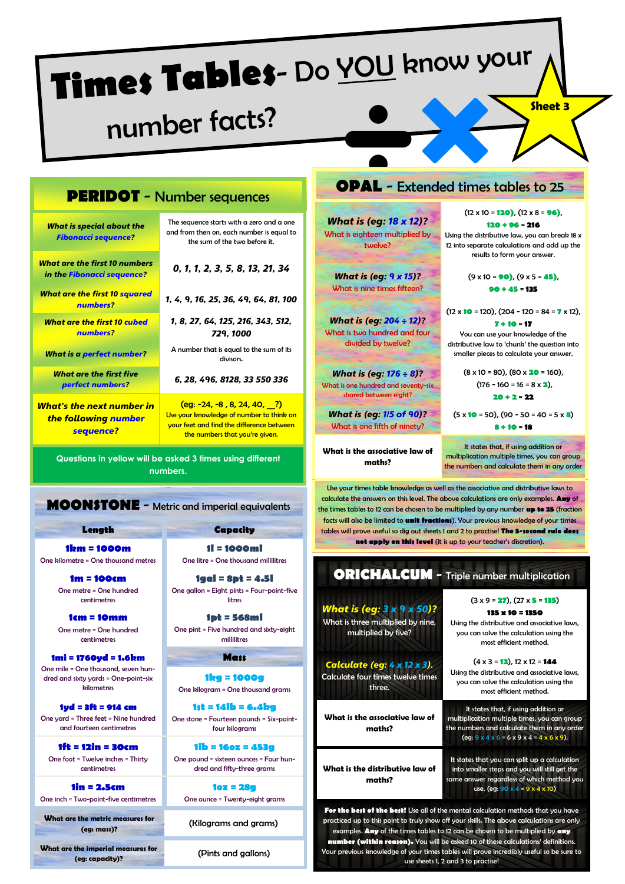# Times Tables - Do YOU know your number facts?

**Sheet 3**

## PERIDOT - Number sequences

| Question | Answer |
|---|---|
| *What is special about the Fibonacci sequence?* | The sequence starts with a zero and a one and from then on, each number is equal to the sum of the two before it. |
| *What are the first 10 numbers in the Fibonacci sequence?* | *0, 1, 1, 2, 3, 5, 8, 13, 21, 34* |
| *What are the first 10 squared numbers?* | *1, 4, 9, 16, 25, 36, 49, 64, 81, 100* |
| *What are the first 10 cubed numbers?* | *1, 8, 27, 64, 125, 216, 343, 512, 729, 1000* |
| *What is a perfect number?* | A number that is equal to the sum of its divisors. |
| *What are the first five perfect numbers?* | *6, 28, 496, 8128, 33 550 336* |
| *What's the next number in the following number sequence?* | (eg: -24, -8 , 8, 24, 40, __?) Use your knowledge of number to think on your feet and find the difference between the numbers that you're given. |

Questions in yellow will be asked 3 times using different numbers.

## OPAL - Extended times tables to 25

| Question | Answer |
|---|---|
| *What is (eg: 18 x 12)?* What is eighteen multiplied by twelve? | (12 x 10 = **120**), (12 x 8 = **96**), **120 + 96** = **216** Using the distributive law, you can break 18 x 12 into separate calculations and add up the results to form your answer. |
| *What is (eg: 9 x 15)?* What is nine times fifteen? | (9 x 10 = **90**), (9 x 5 = **45**), **90 + 45** = **135** |
| *What is (eg: 204 ÷ 12)?* What is two hundred and four divided by twelve? | (12 x **10** = 120), (204 - 120 = 84 = **7** x 12), **7 + 10** = **17** You can use your knowledge of the distributive law to 'chunk' the question into smaller pieces to calculate your answer. |
| *What is (eg: 176 ÷ 8)?* What is one hundred and seventy-six shared between eight? | (8 x 10 = 80), (80 x **20** = 160), (176 - 160 = 16 = 8 x **2**), **20 + 2** = **22** |
| *What is (eg: 1/5 of 90)?* What is one fifth of ninety? | (5 x **10** = 50), (90 - 50 = 40 = 5 x **8**) **8 + 10** = **18** |
| **What is the associative law of maths?** | It states that, if using addition or multiplication multiple times, you can group the numbers and calculate them in any order |

Use your times table knowledge as well as the associative and distributive laws to calculate the answers on this level. The above calculations are only examples. **Any** of the times tables to 12 can be chosen to be multiplied by any number **up to 25** (fraction facts will also be limited to **unit fractions**). Your previous knowledge of your times tables will prove useful so dig out sheets 1 and 2 to practise! **The 5-second rule does not apply on this level** (it is up to your teacher's discretion).

## MOONSTONE - Metric and imperial equivalents

| Length | Capacity |
|---|---|
| **1km = 1000m** One kilometre = One thousand metres | **1l = 1000ml** One litre = One thousand millilitres |
| **1m = 100cm** One metre = One hundred centimetres | **1gal = 8pt = 4.5l** One gallon = Eight pints = Four-point-five litres |
| **1cm = 10mm** One metre = One hundred centimetres | **1pt = 568ml** One pint = Five hundred and sixty-eight millilitres |
| **1mi = 1760yd = 1.6km** One mile = One thousand, seven hundred and sixty yards = One-point-six kilometres | **Mass** |
| **1yd = 3ft = 914 cm** One yard = Three feet = Nine hundred and fourteen centimetres | **1kg = 1000g** One kilogram = One thousand grams |
| **1ft = 12in = 30cm** One foot = Twelve inches = Thirty centimetres | **1st = 14lb = 6.4kg** One stone = Fourteen pounds = Six-point-four kilograms |
| **1in = 2.5cm** One inch = Two-point-five centimetres | **1lb = 16oz = 453g** One pound = sixteen ounces = Four hundred and fifty-three grams |
| | **1oz = 28g** One ounce = Twenty-eight grams |
| **What are the metric measures for (eg: mass)?** | (Kilograms and grams) |
| **What are the imperial measures for (eg: capacity)?** | (Pints and gallons) |

## ORICHALCUM - Triple number multiplication

| Question | Answer |
|---|---|
| *What is (eg: 3 x 9 x 50)?* What is three multiplied by nine, multiplied by five? | (3 x 9 = **27**), (27 x **5** = **135**) **135 x 10 = 1350** Using the distributive and associative laws, you can solve the calculation using the most efficient method. |
| *Calculate (eg: 4 x 12 x 3).* Calculate four times twelve times three. | (4 x 3 = **12**), 12 x 12 = **144** Using the distributive and associative laws, you can solve the calculation using the most efficient method. |
| **What is the associative law of maths?** | It states that, if using addition or multiplication multiple times, you can group the numbers and calculate them in any order (eg: 9 x 4 x 6 = 6 x 9 x 4 = 4 x 6 x 9). |
| **What is the distributive law of maths?** | It states that you can split up a calculation into smaller steps and you will still get the same answer regardless of which method you use. (eg: 90 x 4 = 9 x 4 x 10) |

**For the best of the best!** Use all of the mental calculation methods that you have practiced up to this point to truly show off your skills. The above calculations are only examples. **Any** of the times tables to 12 can be chosen to be multiplied by **any number (within reason).** You will be asked 10 of these calculations/ definitions. Your previous knowledge of your times tables will prove incredibly useful so be sure to use sheets 1, 2 and 3 to practise!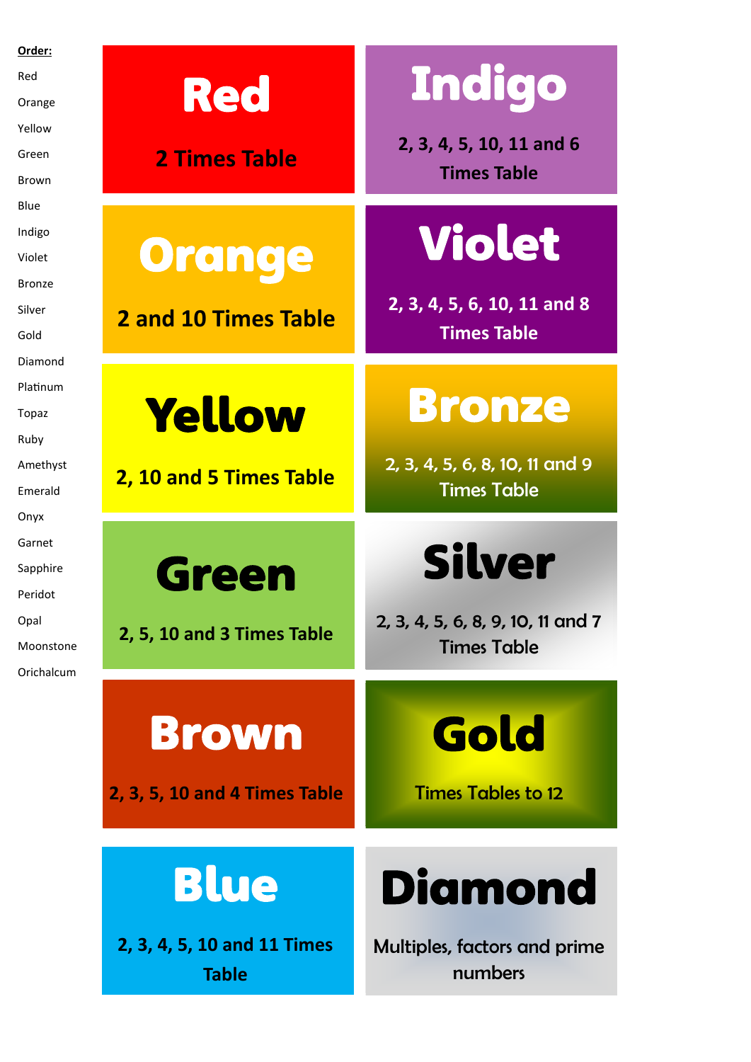**Order:**

Red

Orange

Yellow

Green

Brown

Blue

Indigo

Violet

Bronze

Silver

Gold

Diamond

Platinum

Topaz

Ruby

Amethyst

Emerald

Onyx

Garnet

Sapphire

Peridot

Opal

Moonstone

Orichalcum

## Red

2 Times Table

## Orange

2 and 10 Times Table

## Yellow

2, 10 and 5 Times Table

## Green

2, 5, 10 and 3 Times Table

## Brown

2, 3, 5, 10 and 4 Times Table

## Blue

2, 3, 4, 5, 10 and 11 Times Table

## Indigo

2, 3, 4, 5, 10, 11 and 6 Times Table

## Violet

2, 3, 4, 5, 6, 10, 11 and 8 Times Table

## Bronze

2, 3, 4, 5, 6, 8, 10, 11 and 9 Times Table

## Silver

2, 3, 4, 5, 6, 8, 9, 10, 11 and 7 Times Table

## Gold

Times Tables to 12

## Diamond

Multiples, factors and prime numbers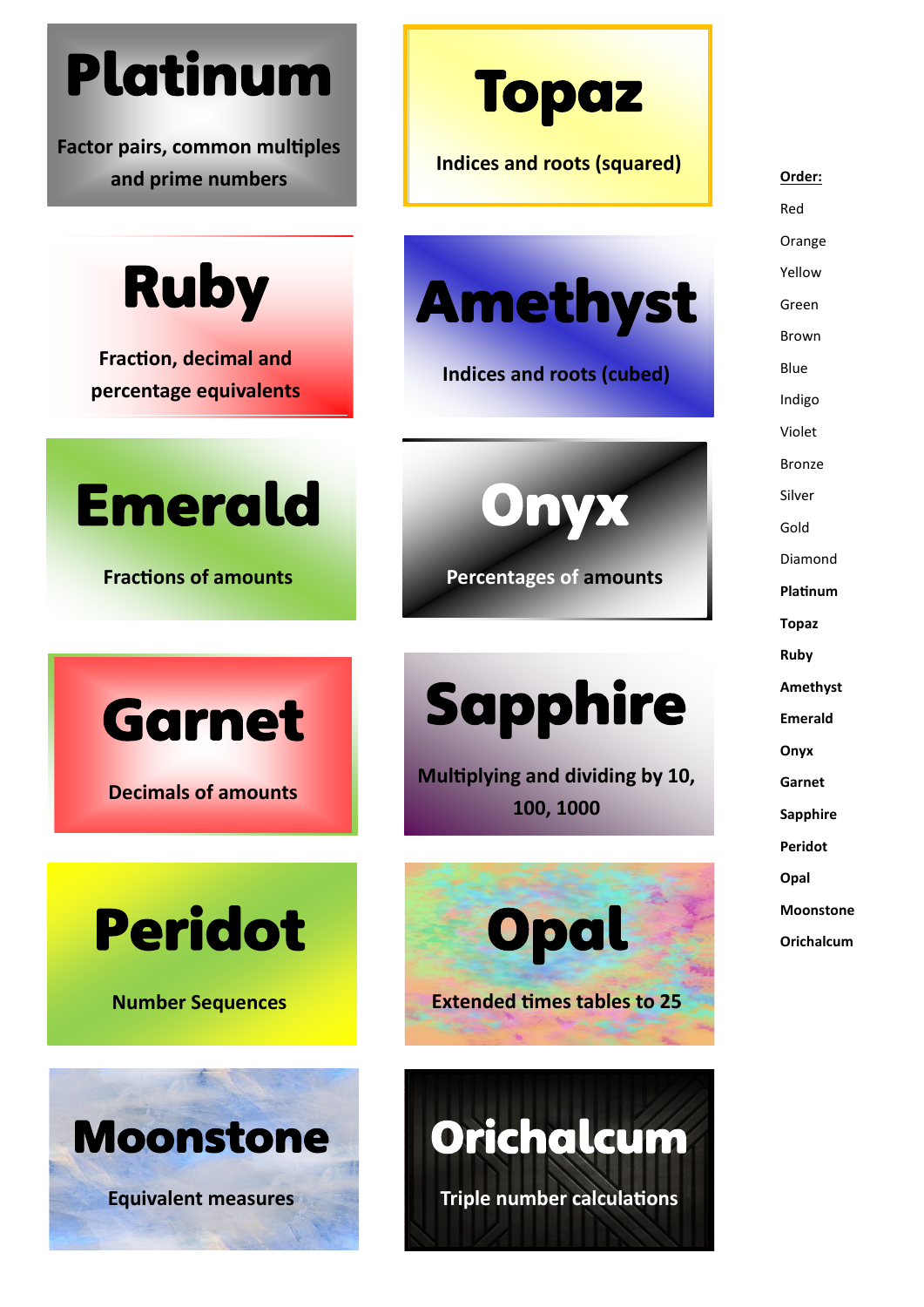## Platinum

Factor pairs, common multiples and prime numbers

## Topaz

Indices and roots (squared)

## Ruby

Fraction, decimal and percentage equivalents

## Amethyst

Indices and roots (cubed)

## Emerald

Fractions of amounts

## Onyx

Percentages of amounts

## Garnet

Decimals of amounts

## Sapphire

Multiplying and dividing by 10, 100, 1000

## Peridot

Number Sequences

## Opal

Extended times tables to 25

## Moonstone

Equivalent measures

## Orichalcum

Triple number calculations

**Order:**

Red
Orange
Yellow
Green
Brown
Blue
Indigo
Violet
Bronze
Silver
Gold
Diamond
**Platinum**
**Topaz**
**Ruby**
**Amethyst**
**Emerald**
**Onyx**
**Garnet**
**Sapphire**
**Peridot**
**Opal**
**Moonstone**
**Orichalcum**